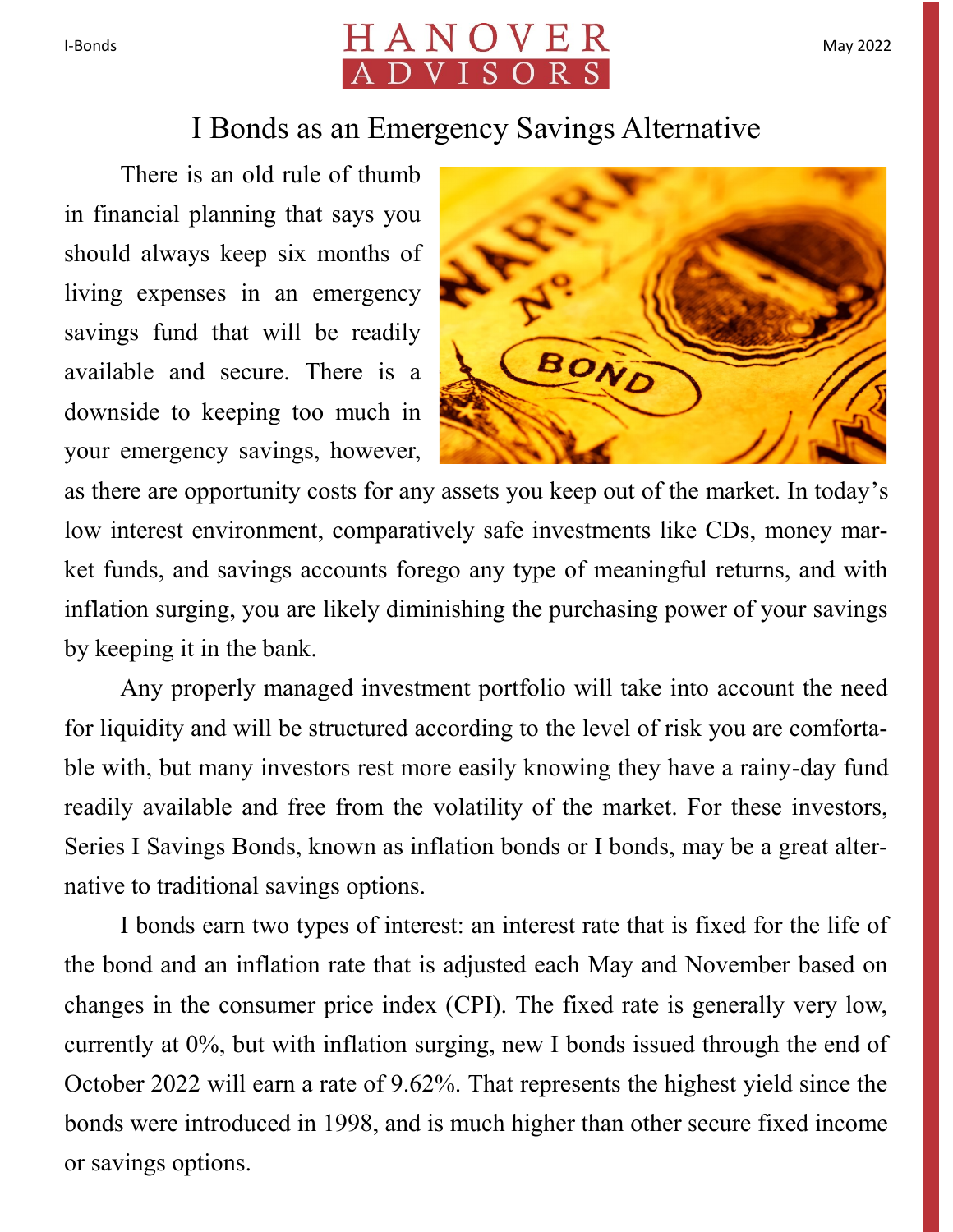# I Bonds as an Emergency Savings Alternative

There is an old rule of thumb in financial planning that says you should always keep six months of living expenses in an emergency savings fund that will be readily available and secure. There is a downside to keeping too much in your emergency savings, however, as there are opportunity costs for any assets you keep out of the market. In today's low interest environment, comparatively safe investments like CDs, money market funds, and savings accounts forego any type of meaningful returns, and with inflation surging, you are likely diminishing the purchasing power of your savings by keeping it in the bank.

Any properly managed investment portfolio will take into account the need for liquidity and will be structured according to the level of risk you are comfortable with, but many investors rest more easily knowing they have a rainy-day fund readily available and free from the volatility of the market. For these investors, Series I Savings Bonds, known as inflation bonds or I bonds, may be a great alternative to traditional savings options.

I bonds earn two types of interest: an interest rate that is fixed for the life of the bond and an inflation rate that is adjusted each May and November based on changes in the consumer price index (CPI). The fixed rate is generally very low, currently at 0%, but with inflation surging, new I bonds issued through the end of October 2022 will earn a rate of 9.62%. That represents the highest yield since the bonds were introduced in 1998, and is much higher than other secure fixed income or savings options.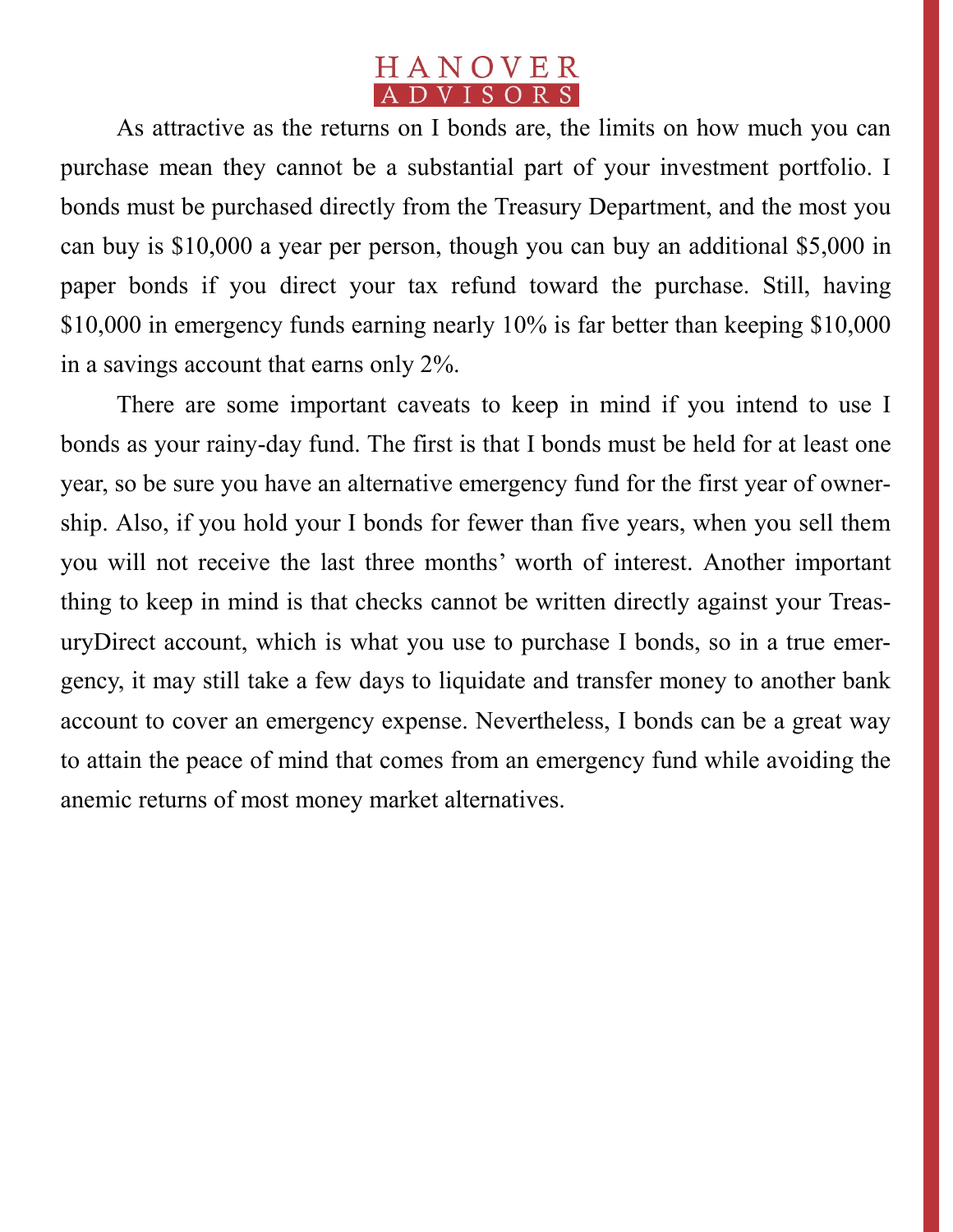As attractive as the returns on I bonds are, the limits on how much you can purchase mean they cannot be a substantial part of your investment portfolio. I bonds must be purchased directly from the Treasury Department, and the most you can buy is $10,000 a year per person, though you can buy an additional $5,000 in paper bonds if you direct your tax refund toward the purchase. Still, having $10,000 in emergency funds earning nearly 10% is far better than keeping $10,000 in a savings account that earns only 2%.

There are some important caveats to keep in mind if you intend to use I bonds as your rainy-day fund. The first is that I bonds must be held for at least one year, so be sure you have an alternative emergency fund for the first year of ownership. Also, if you hold your I bonds for fewer than five years, when you sell them you will not receive the last three months' worth of interest. Another important thing to keep in mind is that checks cannot be written directly against your TreasuryDirect account, which is what you use to purchase I bonds, so in a true emergency, it may still take a few days to liquidate and transfer money to another bank account to cover an emergency expense. Nevertheless, I bonds can be a great way to attain the peace of mind that comes from an emergency fund while avoiding the anemic returns of most money market alternatives.